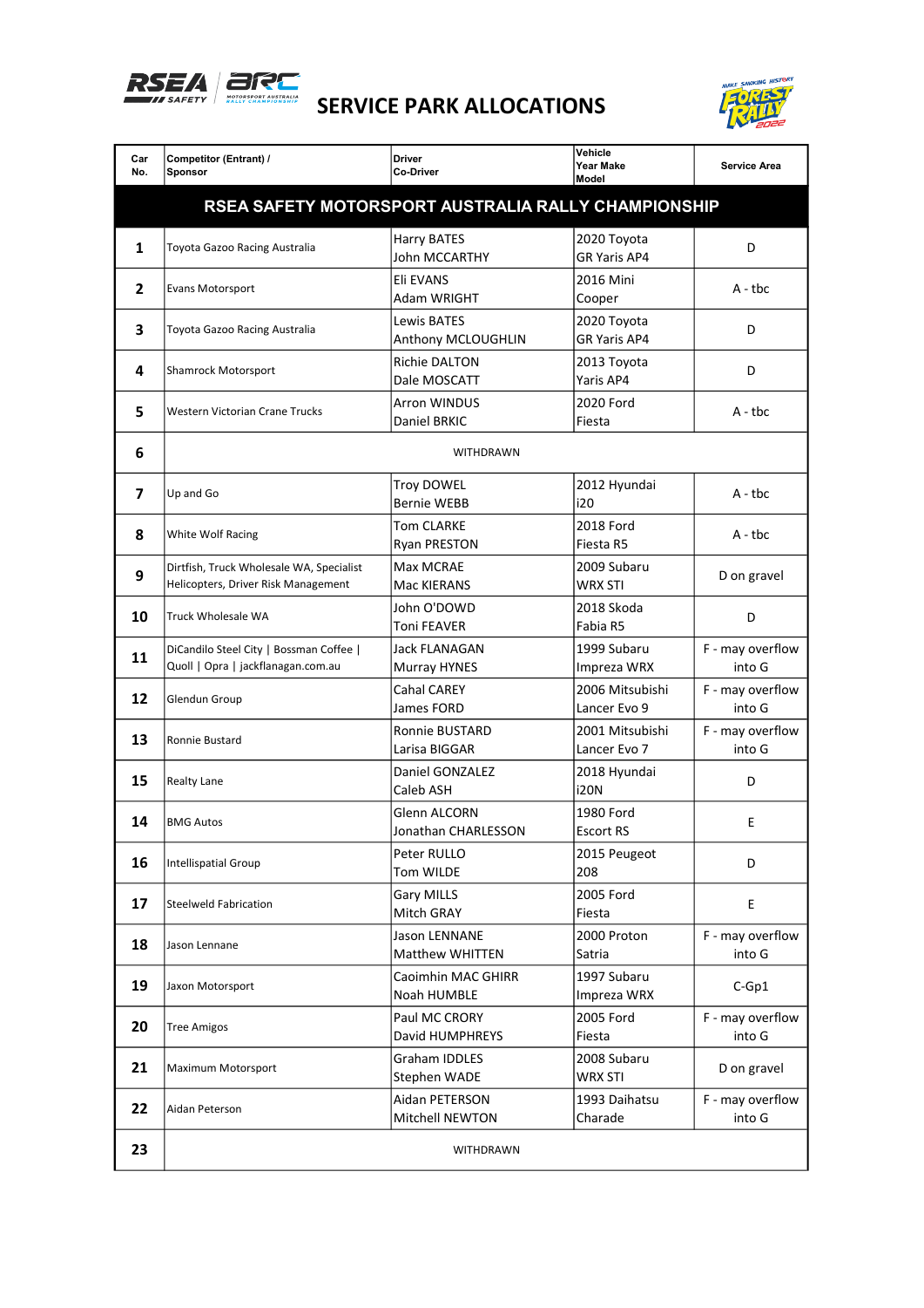# SERVICE PARK ALLOCATIONS

| Car No. | Competitor (Entrant) / Sponsor | Driver Co-Driver | Vehicle Year Make Model | Service Area |
|---|---|---|---|---|
| **RSEA SAFETY MOTORSPORT AUSTRALIA RALLY CHAMPIONSHIP** | | | | |
| 1 | Toyota Gazoo Racing Australia | Harry BATES John MCCARTHY | 2020 Toyota GR Yaris AP4 | D |
| 2 | Evans Motorsport | Eli EVANS Adam WRIGHT | 2016 Mini Cooper | A - tbc |
| 3 | Toyota Gazoo Racing Australia | Lewis BATES Anthony MCLOUGHLIN | 2020 Toyota GR Yaris AP4 | D |
| 4 | Shamrock Motorsport | Richie DALTON Dale MOSCATT | 2013 Toyota Yaris AP4 | D |
| 5 | Western Victorian Crane Trucks | Arron WINDUS Daniel BRKIC | 2020 Ford Fiesta | A - tbc |
| 6 | WITHDRAWN | | | |
| 7 | Up and Go | Troy DOWEL Bernie WEBB | 2012 Hyundai i20 | A - tbc |
| 8 | White Wolf Racing | Tom CLARKE Ryan PRESTON | 2018 Ford Fiesta R5 | A - tbc |
| 9 | Dirtfish, Truck Wholesale WA, Specialist Helicopters, Driver Risk Management | Max MCRAE Mac KIERANS | 2009 Subaru WRX STI | D on gravel |
| 10 | Truck Wholesale WA | John O'DOWD Toni FEAVER | 2018 Skoda Fabia R5 | D |
| 11 | DiCandilo Steel City \| Bossman Coffee \| Quoll \| Opra \| jackflanagan.com.au | Jack FLANAGAN Murray HYNES | 1999 Subaru Impreza WRX | F - may overflow into G |
| 12 | Glendun Group | Cahal CAREY James FORD | 2006 Mitsubishi Lancer Evo 9 | F - may overflow into G |
| 13 | Ronnie Bustard | Ronnie BUSTARD Larisa BIGGAR | 2001 Mitsubishi Lancer Evo 7 | F - may overflow into G |
| 15 | Realty Lane | Daniel GONZALEZ Caleb ASH | 2018 Hyundai i20N | D |
| 14 | BMG Autos | Glenn ALCORN Jonathan CHARLESSON | 1980 Ford Escort RS | E |
| 16 | Intellispatial Group | Peter RULLO Tom WILDE | 2015 Peugeot 208 | D |
| 17 | Steelweld Fabrication | Gary MILLS Mitch GRAY | 2005 Ford Fiesta | E |
| 18 | Jason Lennane | Jason LENNANE Matthew WHITTEN | 2000 Proton Satria | F - may overflow into G |
| 19 | Jaxon Motorsport | Caoimhin MAC GHIRR Noah HUMBLE | 1997 Subaru Impreza WRX | C-Gp1 |
| 20 | Tree Amigos | Paul MC CRORY David HUMPHREYS | 2005 Ford Fiesta | F - may overflow into G |
| 21 | Maximum Motorsport | Graham IDDLES Stephen WADE | 2008 Subaru WRX STI | D on gravel |
| 22 | Aidan Peterson | Aidan PETERSON Mitchell NEWTON | 1993 Daihatsu Charade | F - may overflow into G |
| 23 | WITHDRAWN | | | |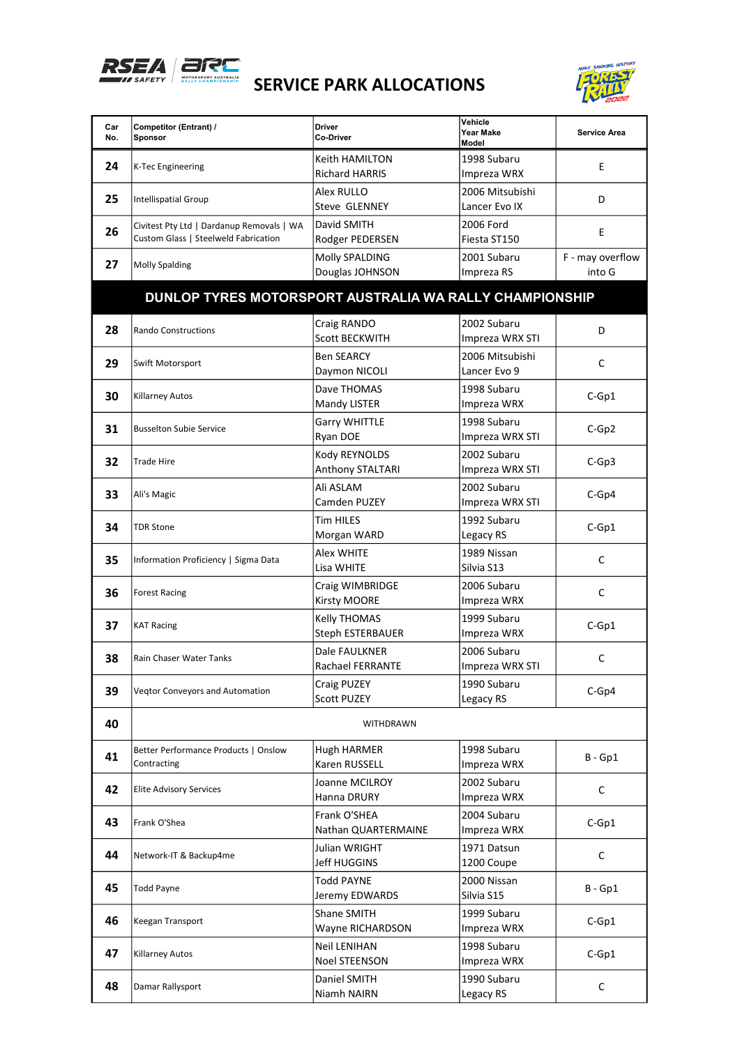# SERVICE PARK ALLOCATIONS

| Car No. | Competitor (Entrant) / Sponsor | Driver / Co-Driver | Vehicle Year Make Model | Service Area |
|---|---|---|---|---|
| 24 | K-Tec Engineering | Keith HAMILTON / Richard HARRIS | 1998 Subaru Impreza WRX | E |
| 25 | Intellispatial Group | Alex RULLO / Steve GLENNEY | 2006 Mitsubishi Lancer Evo IX | D |
| 26 | Civitest Pty Ltd \| Dardanup Removals \| WA Custom Glass \| Steelweld Fabrication | David SMITH / Rodger PEDERSEN | 2006 Ford Fiesta ST150 | E |
| 27 | Molly Spalding | Molly SPALDING / Douglas JOHNSON | 2001 Subaru Impreza RS | F - may overflow into G |
| **DUNLOP TYRES MOTORSPORT AUSTRALIA WA RALLY CHAMPIONSHIP** | | | | |
| 28 | Rando Constructions | Craig RANDO / Scott BECKWITH | 2002 Subaru Impreza WRX STI | D |
| 29 | Swift Motorsport | Ben SEARCY / Daymon NICOLI | 2006 Mitsubishi Lancer Evo 9 | C |
| 30 | Killarney Autos | Dave THOMAS / Mandy LISTER | 1998 Subaru Impreza WRX | C-Gp1 |
| 31 | Busselton Subie Service | Garry WHITTLE / Ryan DOE | 1998 Subaru Impreza WRX STI | C-Gp2 |
| 32 | Trade Hire | Kody REYNOLDS / Anthony STALTARI | 2002 Subaru Impreza WRX STI | C-Gp3 |
| 33 | Ali's Magic | Ali ASLAM / Camden PUZEY | 2002 Subaru Impreza WRX STI | C-Gp4 |
| 34 | TDR Stone | Tim HILES / Morgan WARD | 1992 Subaru Legacy RS | C-Gp1 |
| 35 | Information Proficiency \| Sigma Data | Alex WHITE / Lisa WHITE | 1989 Nissan Silvia S13 | C |
| 36 | Forest Racing | Craig WIMBRIDGE / Kirsty MOORE | 2006 Subaru Impreza WRX | C |
| 37 | KAT Racing | Kelly THOMAS / Steph ESTERBAUER | 1999 Subaru Impreza WRX | C-Gp1 |
| 38 | Rain Chaser Water Tanks | Dale FAULKNER / Rachael FERRANTE | 2006 Subaru Impreza WRX STI | C |
| 39 | Veqtor Conveyors and Automation | Craig PUZEY / Scott PUZEY | 1990 Subaru Legacy RS | C-Gp4 |
| 40 | WITHDRAWN | | | |
| 41 | Better Performance Products \| Onslow Contracting | Hugh HARMER / Karen RUSSELL | 1998 Subaru Impreza WRX | B - Gp1 |
| 42 | Elite Advisory Services | Joanne MCILROY / Hanna DRURY | 2002 Subaru Impreza WRX | C |
| 43 | Frank O'Shea | Frank O'SHEA / Nathan QUARTERMAINE | 2004 Subaru Impreza WRX | C-Gp1 |
| 44 | Network-IT & Backup4me | Julian WRIGHT / Jeff HUGGINS | 1971 Datsun 1200 Coupe | C |
| 45 | Todd Payne | Todd PAYNE / Jeremy EDWARDS | 2000 Nissan Silvia S15 | B - Gp1 |
| 46 | Keegan Transport | Shane SMITH / Wayne RICHARDSON | 1999 Subaru Impreza WRX | C-Gp1 |
| 47 | Killarney Autos | Neil LENIHAN / Noel STEENSON | 1998 Subaru Impreza WRX | C-Gp1 |
| 48 | Damar Rallysport | Daniel SMITH / Niamh NAIRN | 1990 Subaru Legacy RS | C |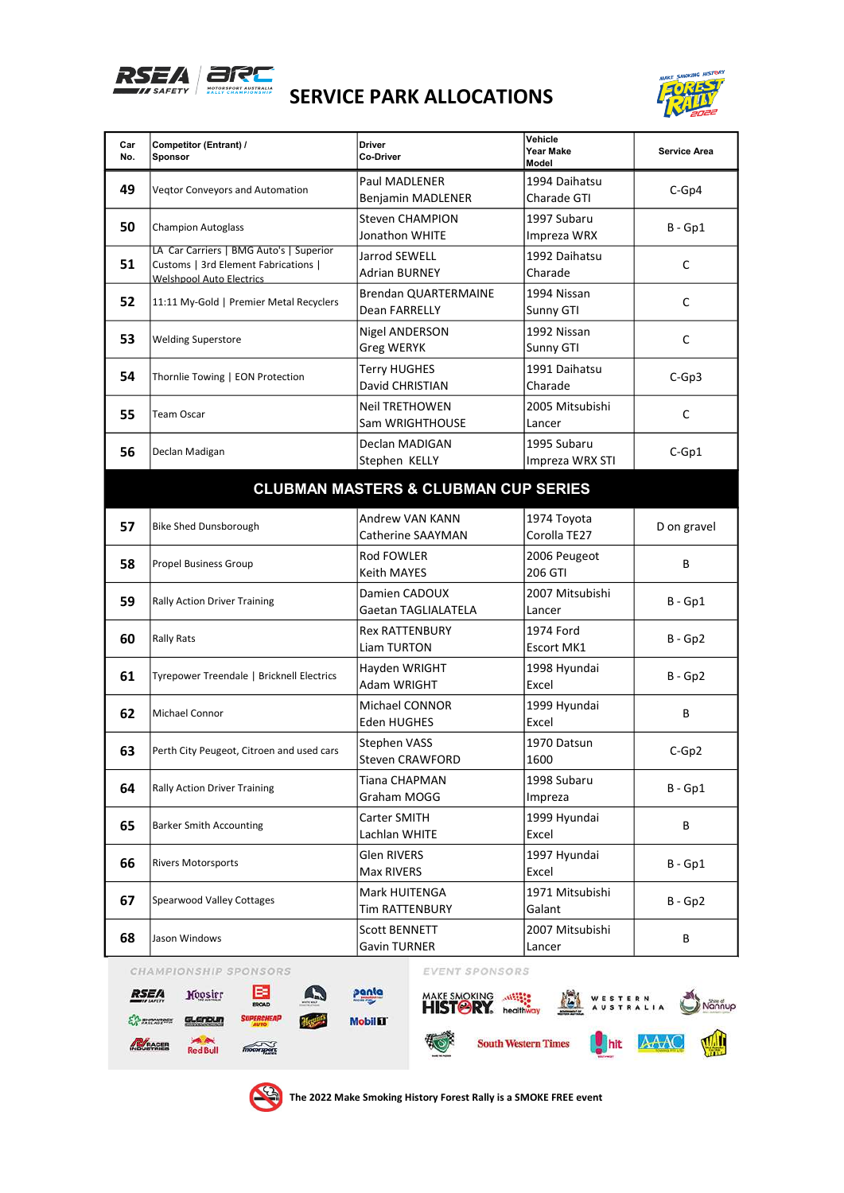# SERVICE PARK ALLOCATIONS

| Car No. | Competitor (Entrant) / Sponsor | Driver Co-Driver | Vehicle Year Make Model | Service Area |
|---|---|---|---|---|
| 49 | Veqtor Conveyors and Automation | Paul MADLENER Benjamin MADLENER | 1994 Daihatsu Charade GTI | C-Gp4 |
| 50 | Champion Autoglass | Steven CHAMPION Jonathon WHITE | 1997 Subaru Impreza WRX | B - Gp1 |
| 51 | LA Car Carriers \| BMG Auto's \| Superior Customs \| 3rd Element Fabrications \| Welshpool Auto Electrics | Jarrod SEWELL Adrian BURNEY | 1992 Daihatsu Charade | C |
| 52 | 11:11 My-Gold \| Premier Metal Recyclers | Brendan QUARTERMAINE Dean FARRELLY | 1994 Nissan Sunny GTI | C |
| 53 | Welding Superstore | Nigel ANDERSON Greg WERYK | 1992 Nissan Sunny GTI | C |
| 54 | Thornlie Towing \| EON Protection | Terry HUGHES David CHRISTIAN | 1991 Daihatsu Charade | C-Gp3 |
| 55 | Team Oscar | Neil TRETHOWEN Sam WRIGHTHOUSE | 2005 Mitsubishi Lancer | C |
| 56 | Declan Madigan | Declan MADIGAN Stephen KELLY | 1995 Subaru Impreza WRX STI | C-Gp1 |
| **CLUBMAN MASTERS & CLUBMAN CUP SERIES** | | | | |
| 57 | Bike Shed Dunsborough | Andrew VAN KANN Catherine SAAYMAN | 1974 Toyota Corolla TE27 | D on gravel |
| 58 | Propel Business Group | Rod FOWLER Keith MAYES | 2006 Peugeot 206 GTI | B |
| 59 | Rally Action Driver Training | Damien CADOUX Gaetan TAGLIALATELA | 2007 Mitsubishi Lancer | B - Gp1 |
| 60 | Rally Rats | Rex RATTENBURY Liam TURTON | 1974 Ford Escort MK1 | B - Gp2 |
| 61 | Tyrepower Treendale \| Bricknell Electrics | Hayden WRIGHT Adam WRIGHT | 1998 Hyundai Excel | B - Gp2 |
| 62 | Michael Connor | Michael CONNOR Eden HUGHES | 1999 Hyundai Excel | B |
| 63 | Perth City Peugeot, Citroen and used cars | Stephen VASS Steven CRAWFORD | 1970 Datsun 1600 | C-Gp2 |
| 64 | Rally Action Driver Training | Tiana CHAPMAN Graham MOGG | 1998 Subaru Impreza | B - Gp1 |
| 65 | Barker Smith Accounting | Carter SMITH Lachlan WHITE | 1999 Hyundai Excel | B |
| 66 | Rivers Motorsports | Glen RIVERS Max RIVERS | 1997 Hyundai Excel | B - Gp1 |
| 67 | Spearwood Valley Cottages | Mark HUITENGA Tim RATTENBURY | 1971 Mitsubishi Galant | B - Gp2 |
| 68 | Jason Windows | Scott BENNETT Gavin TURNER | 2007 Mitsubishi Lancer | B |

CHAMPIONSHIP SPONSORS

EVENT SPONSORS

The 2022 Make Smoking History Forest Rally is a SMOKE FREE event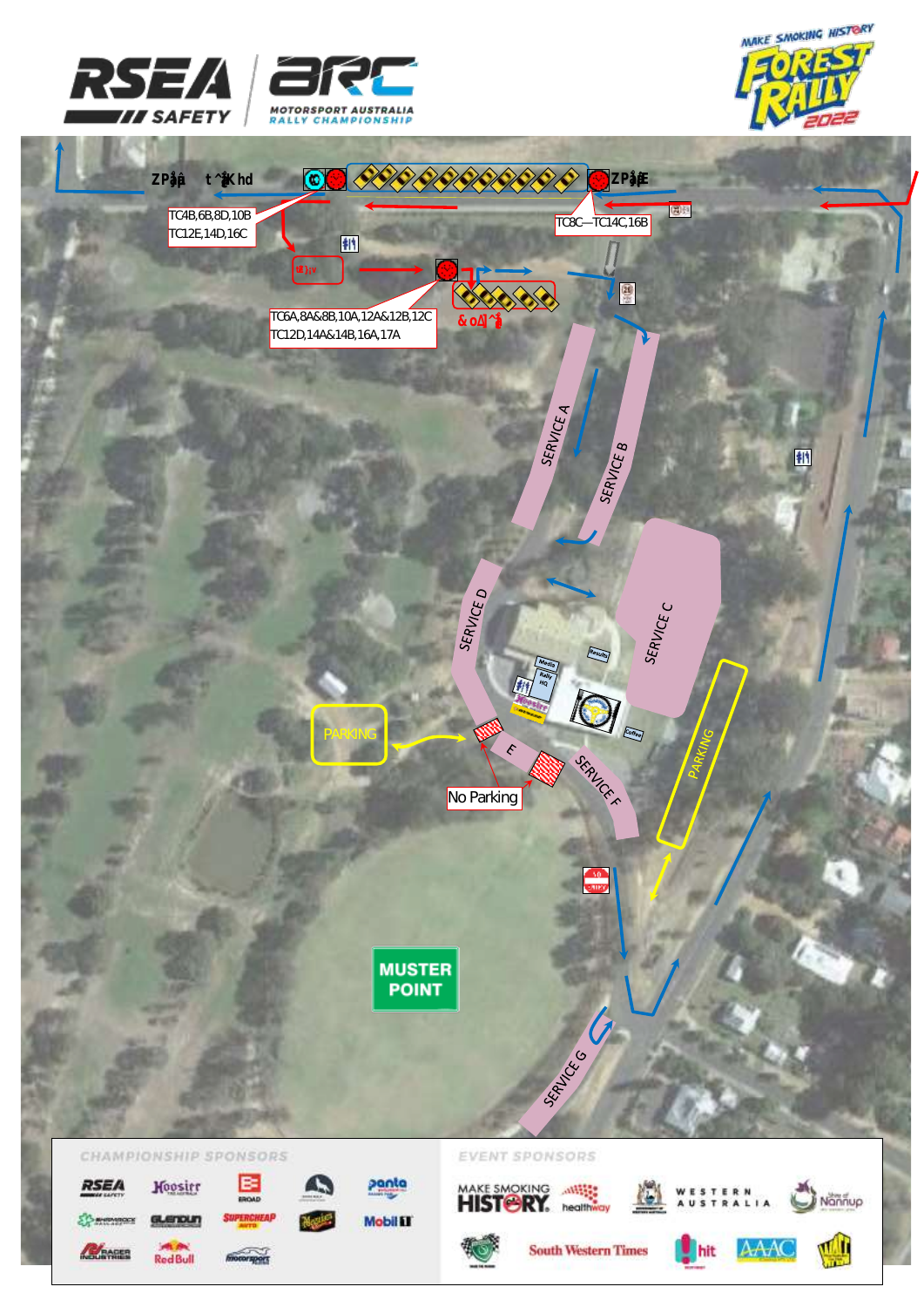RSEA SAFETY

ARC MOTORSPORT AUSTRALIA RALLY CHAMPIONSHIP

MAKE SMOKING HISTORY FOREST RALLY 2022

TC4B,6B,8D,10B
TC12E,14D,16C

TC8C—TC14C,16B

TC6A,8A&8B,10A,12A&12B,12C
TC12D,14A&14B,16A,17A

SERVICE A

SERVICE B

SERVICE C

SERVICE D

E

SERVICE F

SERVICE G

Media

Rally HQ

Results

Coffee

PARKING

PARKING

No Parking

MUSTER POINT

CHAMPIONSHIP SPONSORS

EVENT SPONSORS